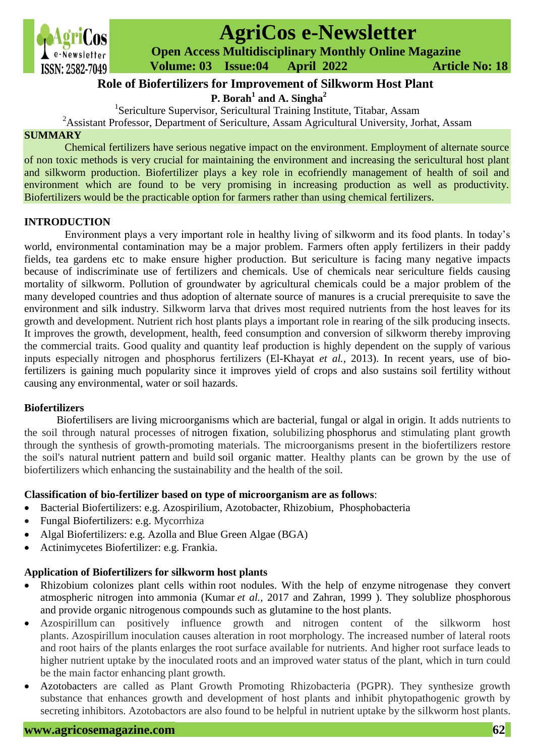# Role of Biofertilizers for Improvement of Silkworm Host Plant

**P. Borah[1] and A. Singha[2]**

[1]Sericulture Supervisor, Sericultural Training Institute, Titabar, Assam

[2]Assistant Professor, Department of Sericulture, Assam Agricultural University, Jorhat, Assam

## SUMMARY

Chemical fertilizers have serious negative impact on the environment. Employment of alternate source of non toxic methods is very crucial for maintaining the environment and increasing the sericultural host plant and silkworm production. Biofertilizer plays a key role in ecofriendly management of health of soil and environment which are found to be very promising in increasing production as well as productivity. Biofertilizers would be the practicable option for farmers rather than using chemical fertilizers.

## INTRODUCTION

Environment plays a very important role in healthy living of silkworm and its food plants. In today's world, environmental contamination may be a major problem. Farmers often apply fertilizers in their paddy fields, tea gardens etc to make ensure higher production. But sericulture is facing many negative impacts because of indiscriminate use of fertilizers and chemicals. Use of chemicals near sericulture fields causing mortality of silkworm. Pollution of groundwater by agricultural chemicals could be a major problem of the many developed countries and thus adoption of alternate source of manures is a crucial prerequisite to save the environment and silk industry. Silkworm larva that drives most required nutrients from the host leaves for its growth and development. Nutrient rich host plants plays a important role in rearing of the silk producing insects. It improves the growth, development, health, feed consumption and conversion of silkworm thereby improving the commercial traits. Good quality and quantity leaf production is highly dependent on the supply of various inputs especially nitrogen and phosphorus fertilizers (El-Khayat *et al.*, 2013). In recent years, use of bio-fertilizers is gaining much popularity since it improves yield of crops and also sustains soil fertility without causing any environmental, water or soil hazards.

### Biofertilizers

Biofertilisers are living microorganisms which are bacterial, fungal or algal in origin. It adds nutrients to the soil through natural processes of nitrogen fixation, solubilizing phosphorus and stimulating plant growth through the synthesis of growth-promoting materials. The microorganisms present in the biofertilizers restore the soil's natural nutrient pattern and build soil organic matter. Healthy plants can be grown by the use of biofertilizers which enhancing the sustainability and the health of the soil.

### Classification of bio-fertilizer based on type of microorganism are as follows:

- Bacterial Biofertilizers: e.g. Azospirilium, Azotobacter, Rhizobium, Phosphobacteria
- Fungal Biofertilizers: e.g. Mycorrhiza
- Algal Biofertilizers: e.g. Azolla and Blue Green Algae (BGA)
- Actinimycetes Biofertilizer: e.g. Frankia.

### Application of Biofertilizers for silkworm host plants

- Rhizobium colonizes plant cells within root nodules. With the help of enzyme nitrogenase they convert atmospheric nitrogen into ammonia (Kumar *et al.*, 2017 and Zahran, 1999 ). They solublize phosphorous and provide organic nitrogenous compounds such as glutamine to the host plants.
- Azospirillum can positively influence growth and nitrogen content of the silkworm host plants. Azospirillum inoculation causes alteration in root morphology. The increased number of lateral roots and root hairs of the plants enlarges the root surface available for nutrients. And higher root surface leads to higher nutrient uptake by the inoculated roots and an improved water status of the plant, which in turn could be the main factor enhancing plant growth.
- Azotobacters are called as Plant Growth Promoting Rhizobacteria (PGPR). They synthesize growth substance that enhances growth and development of host plants and inhibit phytopathogenic growth by secreting inhibitors. Azotobactors are also found to be helpful in nutrient uptake by the silkworm host plants.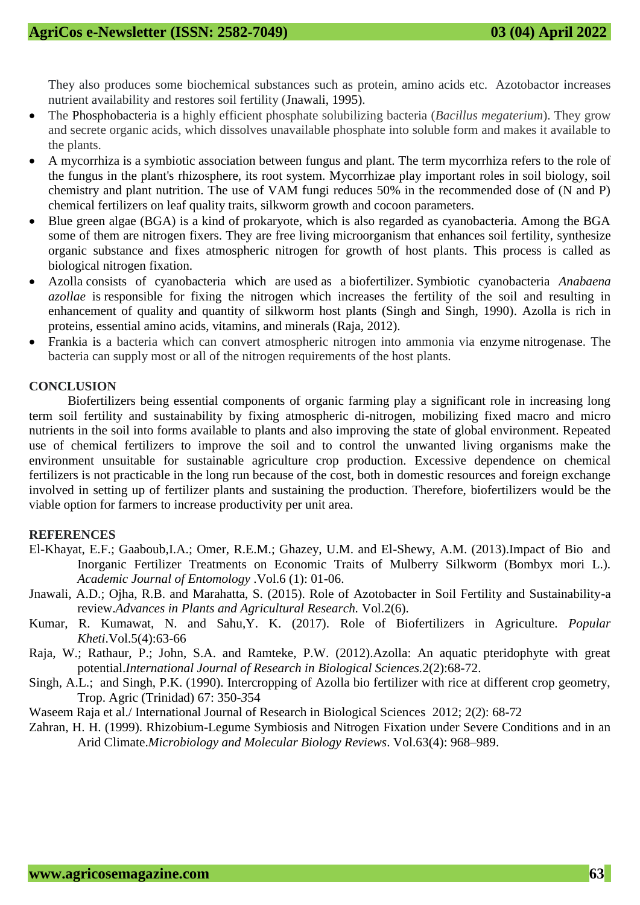They also produces some biochemical substances such as protein, amino acids etc. Azotobactor increases nutrient availability and restores soil fertility (Jnawali, 1995).

- The Phosphobacteria is a highly efficient phosphate solubilizing bacteria (*Bacillus megaterium*). They grow and secrete organic acids, which dissolves unavailable phosphate into soluble form and makes it available to the plants.
- A mycorrhiza is a symbiotic association between fungus and plant. The term mycorrhiza refers to the role of the fungus in the plant's rhizosphere, its root system. Mycorrhizae play important roles in soil biology, soil chemistry and plant nutrition. The use of VAM fungi reduces 50% in the recommended dose of (N and P) chemical fertilizers on leaf quality traits, silkworm growth and cocoon parameters.
- Blue green algae (BGA) is a kind of prokaryote, which is also regarded as cyanobacteria. Among the BGA some of them are nitrogen fixers. They are free living microorganism that enhances soil fertility, synthesize organic substance and fixes atmospheric nitrogen for growth of host plants. This process is called as biological nitrogen fixation.
- Azolla consists of cyanobacteria which are used as a biofertilizer. Symbiotic cyanobacteria *Anabaena azollae* is responsible for fixing the nitrogen which increases the fertility of the soil and resulting in enhancement of quality and quantity of silkworm host plants (Singh and Singh, 1990). Azolla is rich in proteins, essential amino acids, vitamins, and minerals (Raja, 2012).
- Frankia is a bacteria which can convert atmospheric nitrogen into ammonia via enzyme nitrogenase. The bacteria can supply most or all of the nitrogen requirements of the host plants.

## CONCLUSION

Biofertilizers being essential components of organic farming play a significant role in increasing long term soil fertility and sustainability by fixing atmospheric di-nitrogen, mobilizing fixed macro and micro nutrients in the soil into forms available to plants and also improving the state of global environment. Repeated use of chemical fertilizers to improve the soil and to control the unwanted living organisms make the environment unsuitable for sustainable agriculture crop production. Excessive dependence on chemical fertilizers is not practicable in the long run because of the cost, both in domestic resources and foreign exchange involved in setting up of fertilizer plants and sustaining the production. Therefore, biofertilizers would be the viable option for farmers to increase productivity per unit area.

## REFERENCES

El-Khayat, E.F.; Gaaboub,I.A.; Omer, R.E.M.; Ghazey, U.M. and El-Shewy, A.M. (2013).Impact of Bio and Inorganic Fertilizer Treatments on Economic Traits of Mulberry Silkworm (Bombyx mori L.). *Academic Journal of Entomology* .Vol.6 (1): 01-06.

Jnawali, A.D.; Ojha, R.B. and Marahatta, S. (2015). Role of Azotobacter in Soil Fertility and Sustainability-a review.*Advances in Plants and Agricultural Research.* Vol.2(6).

Kumar, R. Kumawat, N. and Sahu,Y. K. (2017). Role of Biofertilizers in Agriculture. *Popular Kheti*.Vol.5(4):63-66

Raja, W.; Rathaur, P.; John, S.A. and Ramteke, P.W. (2012).Azolla: An aquatic pteridophyte with great potential.*International Journal of Research in Biological Sciences.*2(2):68-72.

Singh, A.L.; and Singh, P.K. (1990). Intercropping of Azolla bio fertilizer with rice at different crop geometry, Trop. Agric (Trinidad) 67: 350-354

Waseem Raja et al./ International Journal of Research in Biological Sciences 2012; 2(2): 68-72

Zahran, H. H. (1999). Rhizobium-Legume Symbiosis and Nitrogen Fixation under Severe Conditions and in an Arid Climate.*Microbiology and Molecular Biology Reviews*. Vol.63(4): 968–989.